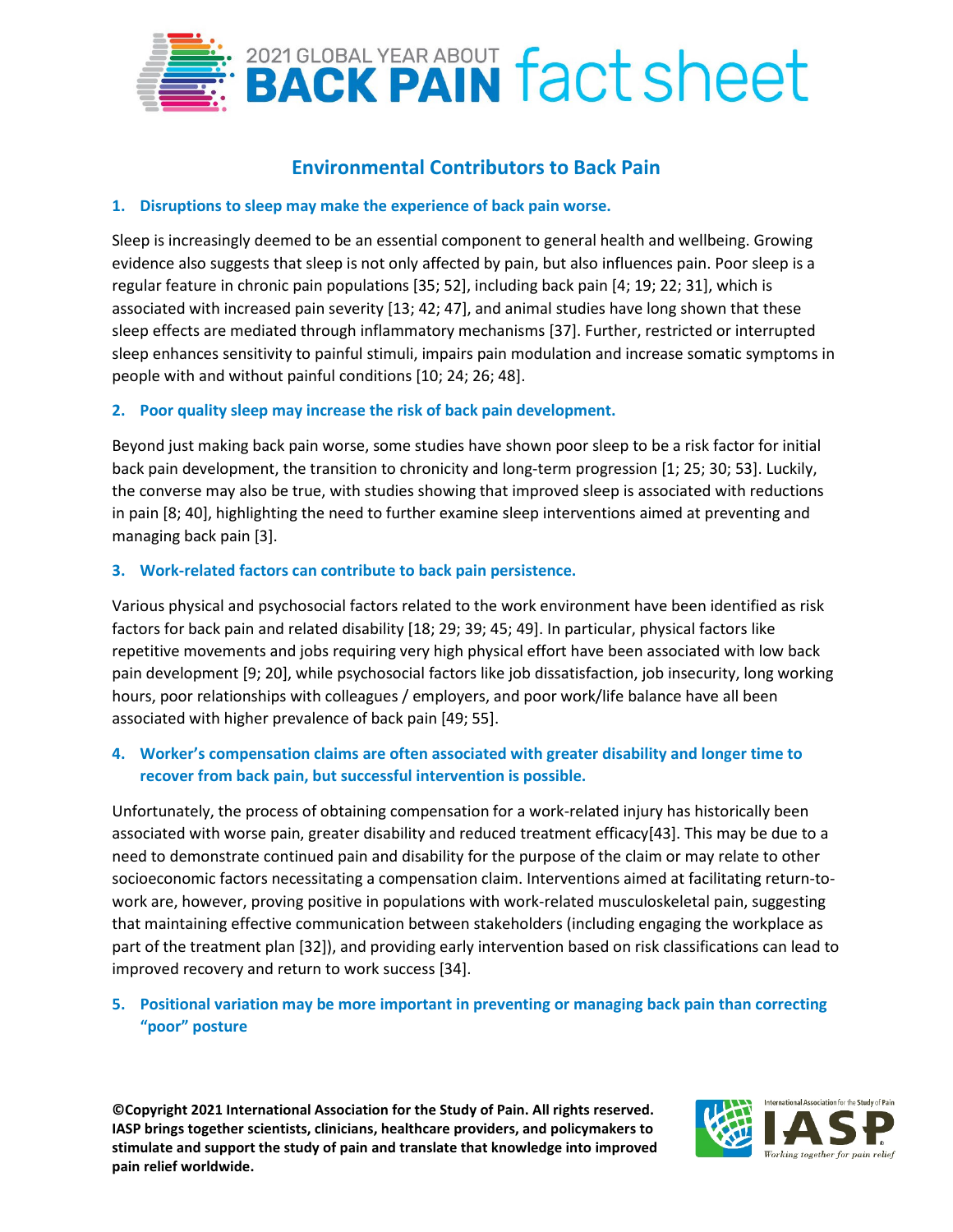# 2021 GLOBAL YEAR ABOUT BACK PAIN fact sheet

## Environmental Contributors to Back Pain

### 1. Disruptions to sleep may make the experience of back pain worse.

Sleep is increasingly deemed to be an essential component to general health and wellbeing. Growing evidence also suggests that sleep is not only affected by pain, but also influences pain. Poor sleep is a regular feature in chronic pain populations [35; 52], including back pain [4; 19; 22; 31], which is associated with increased pain severity [13; 42; 47], and animal studies have long shown that these sleep effects are mediated through inflammatory mechanisms [37]. Further, restricted or interrupted sleep enhances sensitivity to painful stimuli, impairs pain modulation and increase somatic symptoms in people with and without painful conditions [10; 24; 26; 48].

### 2. Poor quality sleep may increase the risk of back pain development.

Beyond just making back pain worse, some studies have shown poor sleep to be a risk factor for initial back pain development, the transition to chronicity and long-term progression [1; 25; 30; 53]. Luckily, the converse may also be true, with studies showing that improved sleep is associated with reductions in pain [8; 40], highlighting the need to further examine sleep interventions aimed at preventing and managing back pain [3].

### 3. Work-related factors can contribute to back pain persistence.

Various physical and psychosocial factors related to the work environment have been identified as risk factors for back pain and related disability [18; 29; 39; 45; 49]. In particular, physical factors like repetitive movements and jobs requiring very high physical effort have been associated with low back pain development [9; 20], while psychosocial factors like job dissatisfaction, job insecurity, long working hours, poor relationships with colleagues / employers, and poor work/life balance have all been associated with higher prevalence of back pain [49; 55].

### 4. Worker's compensation claims are often associated with greater disability and longer time to recover from back pain, but successful intervention is possible.

Unfortunately, the process of obtaining compensation for a work-related injury has historically been associated with worse pain, greater disability and reduced treatment efficacy[43]. This may be due to a need to demonstrate continued pain and disability for the purpose of the claim or may relate to other socioeconomic factors necessitating a compensation claim. Interventions aimed at facilitating return-to-work are, however, proving positive in populations with work-related musculoskeletal pain, suggesting that maintaining effective communication between stakeholders (including engaging the workplace as part of the treatment plan [32]), and providing early intervention based on risk classifications can lead to improved recovery and return to work success [34].

### 5. Positional variation may be more important in preventing or managing back pain than correcting "poor" posture

**©Copyright 2021 International Association for the Study of Pain. All rights reserved. IASP brings together scientists, clinicians, healthcare providers, and policymakers to stimulate and support the study of pain and translate that knowledge into improved pain relief worldwide.**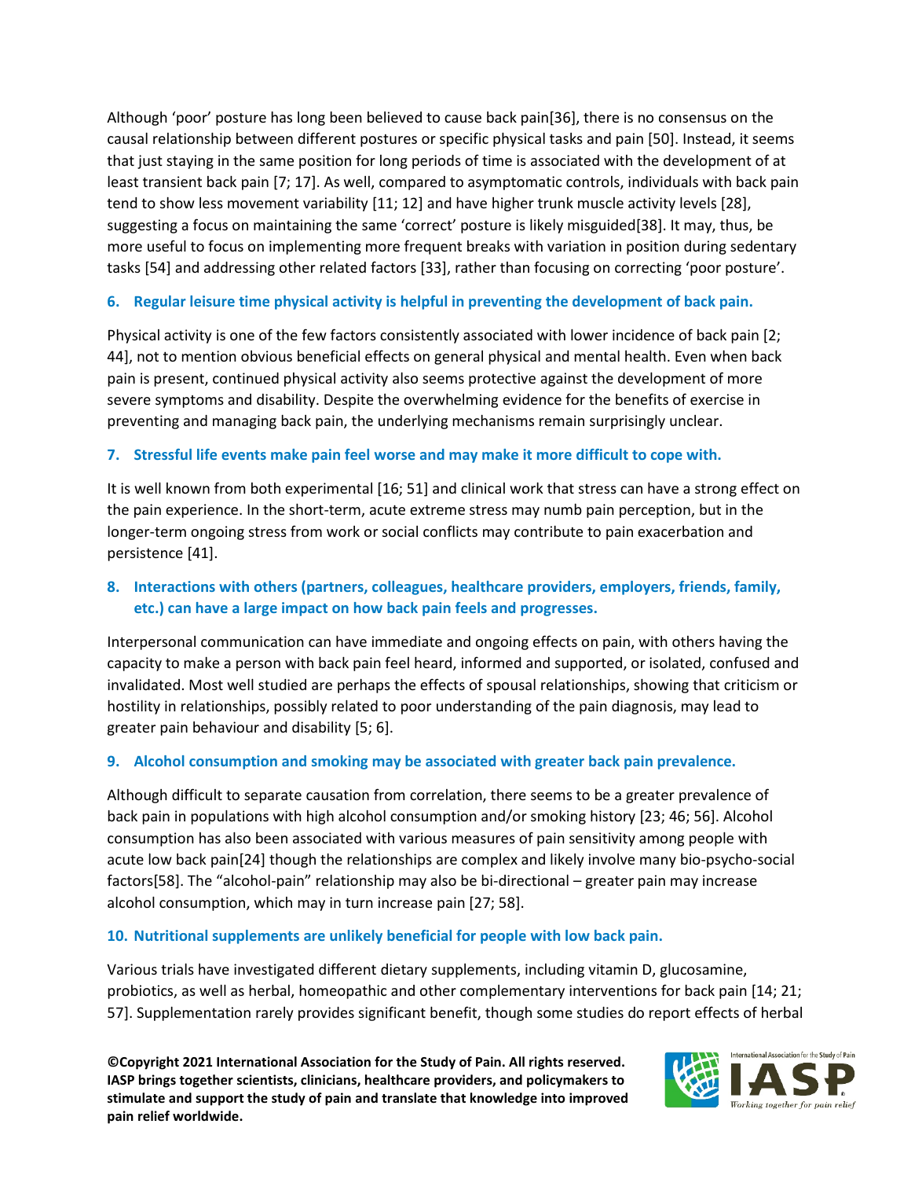Although 'poor' posture has long been believed to cause back pain[36], there is no consensus on the causal relationship between different postures or specific physical tasks and pain [50]. Instead, it seems that just staying in the same position for long periods of time is associated with the development of at least transient back pain [7; 17]. As well, compared to asymptomatic controls, individuals with back pain tend to show less movement variability [11; 12] and have higher trunk muscle activity levels [28], suggesting a focus on maintaining the same 'correct' posture is likely misguided[38]. It may, thus, be more useful to focus on implementing more frequent breaks with variation in position during sedentary tasks [54] and addressing other related factors [33], rather than focusing on correcting 'poor posture'.

### 6. Regular leisure time physical activity is helpful in preventing the development of back pain.

Physical activity is one of the few factors consistently associated with lower incidence of back pain [2; 44], not to mention obvious beneficial effects on general physical and mental health. Even when back pain is present, continued physical activity also seems protective against the development of more severe symptoms and disability. Despite the overwhelming evidence for the benefits of exercise in preventing and managing back pain, the underlying mechanisms remain surprisingly unclear.

### 7. Stressful life events make pain feel worse and may make it more difficult to cope with.

It is well known from both experimental [16; 51] and clinical work that stress can have a strong effect on the pain experience. In the short-term, acute extreme stress may numb pain perception, but in the longer-term ongoing stress from work or social conflicts may contribute to pain exacerbation and persistence [41].

### 8. Interactions with others (partners, colleagues, healthcare providers, employers, friends, family, etc.) can have a large impact on how back pain feels and progresses.

Interpersonal communication can have immediate and ongoing effects on pain, with others having the capacity to make a person with back pain feel heard, informed and supported, or isolated, confused and invalidated. Most well studied are perhaps the effects of spousal relationships, showing that criticism or hostility in relationships, possibly related to poor understanding of the pain diagnosis, may lead to greater pain behaviour and disability [5; 6].

### 9. Alcohol consumption and smoking may be associated with greater back pain prevalence.

Although difficult to separate causation from correlation, there seems to be a greater prevalence of back pain in populations with high alcohol consumption and/or smoking history [23; 46; 56]. Alcohol consumption has also been associated with various measures of pain sensitivity among people with acute low back pain[24] though the relationships are complex and likely involve many bio-psycho-social factors[58]. The "alcohol-pain" relationship may also be bi-directional – greater pain may increase alcohol consumption, which may in turn increase pain [27; 58].

### 10. Nutritional supplements are unlikely beneficial for people with low back pain.

Various trials have investigated different dietary supplements, including vitamin D, glucosamine, probiotics, as well as herbal, homeopathic and other complementary interventions for back pain [14; 21; 57]. Supplementation rarely provides significant benefit, though some studies do report effects of herbal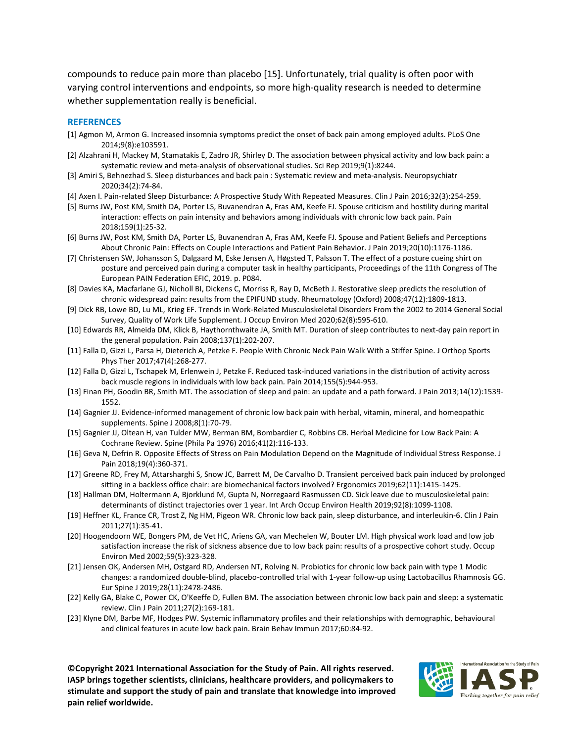compounds to reduce pain more than placebo [15]. Unfortunately, trial quality is often poor with varying control interventions and endpoints, so more high-quality research is needed to determine whether supplementation really is beneficial.

## REFERENCES

[1] Agmon M, Armon G. Increased insomnia symptoms predict the onset of back pain among employed adults. PLoS One 2014;9(8):e103591.

[2] Alzahrani H, Mackey M, Stamatakis E, Zadro JR, Shirley D. The association between physical activity and low back pain: a systematic review and meta-analysis of observational studies. Sci Rep 2019;9(1):8244.

[3] Amiri S, Behnezhad S. Sleep disturbances and back pain : Systematic review and meta-analysis. Neuropsychiatr 2020;34(2):74-84.

[4] Axen I. Pain-related Sleep Disturbance: A Prospective Study With Repeated Measures. Clin J Pain 2016;32(3):254-259.

[5] Burns JW, Post KM, Smith DA, Porter LS, Buvanendran A, Fras AM, Keefe FJ. Spouse criticism and hostility during marital interaction: effects on pain intensity and behaviors among individuals with chronic low back pain. Pain 2018;159(1):25-32.

[6] Burns JW, Post KM, Smith DA, Porter LS, Buvanendran A, Fras AM, Keefe FJ. Spouse and Patient Beliefs and Perceptions About Chronic Pain: Effects on Couple Interactions and Patient Pain Behavior. J Pain 2019;20(10):1176-1186.

[7] Christensen SW, Johansson S, Dalgaard M, Eske Jensen A, Høgsted T, Palsson T. The effect of a posture cueing shirt on posture and perceived pain during a computer task in healthy participants, Proceedings of the 11th Congress of The European PAIN Federation EFIC, 2019. p. P084.

[8] Davies KA, Macfarlane GJ, Nicholl BI, Dickens C, Morriss R, Ray D, McBeth J. Restorative sleep predicts the resolution of chronic widespread pain: results from the EPIFUND study. Rheumatology (Oxford) 2008;47(12):1809-1813.

[9] Dick RB, Lowe BD, Lu ML, Krieg EF. Trends in Work-Related Musculoskeletal Disorders From the 2002 to 2014 General Social Survey, Quality of Work Life Supplement. J Occup Environ Med 2020;62(8):595-610.

[10] Edwards RR, Almeida DM, Klick B, Haythornthwaite JA, Smith MT. Duration of sleep contributes to next-day pain report in the general population. Pain 2008;137(1):202-207.

[11] Falla D, Gizzi L, Parsa H, Dieterich A, Petzke F. People With Chronic Neck Pain Walk With a Stiffer Spine. J Orthop Sports Phys Ther 2017;47(4):268-277.

[12] Falla D, Gizzi L, Tschapek M, Erlenwein J, Petzke F. Reduced task-induced variations in the distribution of activity across back muscle regions in individuals with low back pain. Pain 2014;155(5):944-953.

[13] Finan PH, Goodin BR, Smith MT. The association of sleep and pain: an update and a path forward. J Pain 2013;14(12):1539-1552.

[14] Gagnier JJ. Evidence-informed management of chronic low back pain with herbal, vitamin, mineral, and homeopathic supplements. Spine J 2008;8(1):70-79.

[15] Gagnier JJ, Oltean H, van Tulder MW, Berman BM, Bombardier C, Robbins CB. Herbal Medicine for Low Back Pain: A Cochrane Review. Spine (Phila Pa 1976) 2016;41(2):116-133.

[16] Geva N, Defrin R. Opposite Effects of Stress on Pain Modulation Depend on the Magnitude of Individual Stress Response. J Pain 2018;19(4):360-371.

[17] Greene RD, Frey M, Attarsharghi S, Snow JC, Barrett M, De Carvalho D. Transient perceived back pain induced by prolonged sitting in a backless office chair: are biomechanical factors involved? Ergonomics 2019;62(11):1415-1425.

[18] Hallman DM, Holtermann A, Bjorklund M, Gupta N, Norregaard Rasmussen CD. Sick leave due to musculoskeletal pain: determinants of distinct trajectories over 1 year. Int Arch Occup Environ Health 2019;92(8):1099-1108.

[19] Heffner KL, France CR, Trost Z, Ng HM, Pigeon WR. Chronic low back pain, sleep disturbance, and interleukin-6. Clin J Pain 2011;27(1):35-41.

[20] Hoogendoorn WE, Bongers PM, de Vet HC, Ariens GA, van Mechelen W, Bouter LM. High physical work load and low job satisfaction increase the risk of sickness absence due to low back pain: results of a prospective cohort study. Occup Environ Med 2002;59(5):323-328.

[21] Jensen OK, Andersen MH, Ostgard RD, Andersen NT, Rolving N. Probiotics for chronic low back pain with type 1 Modic changes: a randomized double-blind, placebo-controlled trial with 1-year follow-up using Lactobacillus Rhamnosis GG. Eur Spine J 2019;28(11):2478-2486.

[22] Kelly GA, Blake C, Power CK, O'Keeffe D, Fullen BM. The association between chronic low back pain and sleep: a systematic review. Clin J Pain 2011;27(2):169-181.

[23] Klyne DM, Barbe MF, Hodges PW. Systemic inflammatory profiles and their relationships with demographic, behavioural and clinical features in acute low back pain. Brain Behav Immun 2017;60:84-92.

**©Copyright 2021 International Association for the Study of Pain. All rights reserved. IASP brings together scientists, clinicians, healthcare providers, and policymakers to stimulate and support the study of pain and translate that knowledge into improved pain relief worldwide.**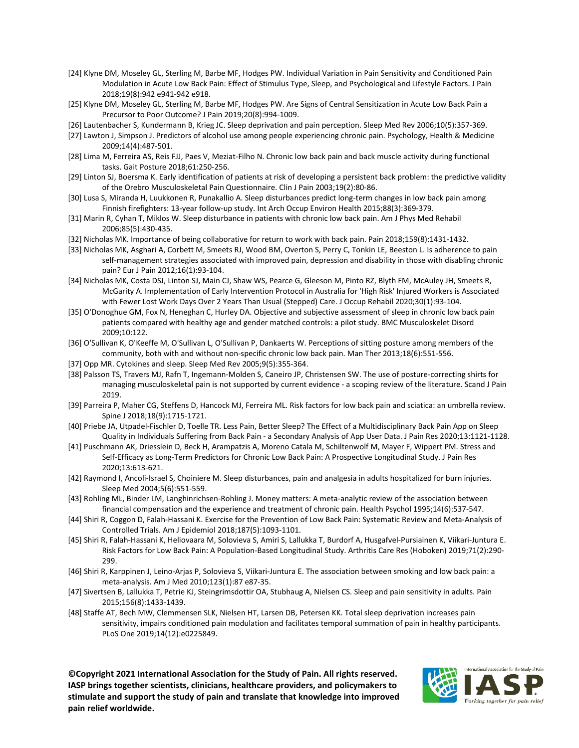[24] Klyne DM, Moseley GL, Sterling M, Barbe MF, Hodges PW. Individual Variation in Pain Sensitivity and Conditioned Pain Modulation in Acute Low Back Pain: Effect of Stimulus Type, Sleep, and Psychological and Lifestyle Factors. J Pain 2018;19(8):942 e941-942 e918.

[25] Klyne DM, Moseley GL, Sterling M, Barbe MF, Hodges PW. Are Signs of Central Sensitization in Acute Low Back Pain a Precursor to Poor Outcome? J Pain 2019;20(8):994-1009.

[26] Lautenbacher S, Kundermann B, Krieg JC. Sleep deprivation and pain perception. Sleep Med Rev 2006;10(5):357-369.

[27] Lawton J, Simpson J. Predictors of alcohol use among people experiencing chronic pain. Psychology, Health & Medicine 2009;14(4):487-501.

[28] Lima M, Ferreira AS, Reis FJJ, Paes V, Meziat-Filho N. Chronic low back pain and back muscle activity during functional tasks. Gait Posture 2018;61:250-256.

[29] Linton SJ, Boersma K. Early identification of patients at risk of developing a persistent back problem: the predictive validity of the Orebro Musculoskeletal Pain Questionnaire. Clin J Pain 2003;19(2):80-86.

[30] Lusa S, Miranda H, Luukkonen R, Punakallio A. Sleep disturbances predict long-term changes in low back pain among Finnish firefighters: 13-year follow-up study. Int Arch Occup Environ Health 2015;88(3):369-379.

[31] Marin R, Cyhan T, Miklos W. Sleep disturbance in patients with chronic low back pain. Am J Phys Med Rehabil 2006;85(5):430-435.

[32] Nicholas MK. Importance of being collaborative for return to work with back pain. Pain 2018;159(8):1431-1432.

[33] Nicholas MK, Asghari A, Corbett M, Smeets RJ, Wood BM, Overton S, Perry C, Tonkin LE, Beeston L. Is adherence to pain self-management strategies associated with improved pain, depression and disability in those with disabling chronic pain? Eur J Pain 2012;16(1):93-104.

[34] Nicholas MK, Costa DSJ, Linton SJ, Main CJ, Shaw WS, Pearce G, Gleeson M, Pinto RZ, Blyth FM, McAuley JH, Smeets R, McGarity A. Implementation of Early Intervention Protocol in Australia for 'High Risk' Injured Workers is Associated with Fewer Lost Work Days Over 2 Years Than Usual (Stepped) Care. J Occup Rehabil 2020;30(1):93-104.

[35] O'Donoghue GM, Fox N, Heneghan C, Hurley DA. Objective and subjective assessment of sleep in chronic low back pain patients compared with healthy age and gender matched controls: a pilot study. BMC Musculoskelet Disord 2009;10:122.

[36] O'Sullivan K, O'Keeffe M, O'Sullivan L, O'Sullivan P, Dankaerts W. Perceptions of sitting posture among members of the community, both with and without non-specific chronic low back pain. Man Ther 2013;18(6):551-556.

[37] Opp MR. Cytokines and sleep. Sleep Med Rev 2005;9(5):355-364.

[38] Palsson TS, Travers MJ, Rafn T, Ingemann-Molden S, Caneiro JP, Christensen SW. The use of posture-correcting shirts for managing musculoskeletal pain is not supported by current evidence - a scoping review of the literature. Scand J Pain 2019.

[39] Parreira P, Maher CG, Steffens D, Hancock MJ, Ferreira ML. Risk factors for low back pain and sciatica: an umbrella review. Spine J 2018;18(9):1715-1721.

[40] Priebe JA, Utpadel-Fischler D, Toelle TR. Less Pain, Better Sleep? The Effect of a Multidisciplinary Back Pain App on Sleep Quality in Individuals Suffering from Back Pain - a Secondary Analysis of App User Data. J Pain Res 2020;13:1121-1128.

[41] Puschmann AK, Driesslein D, Beck H, Arampatzis A, Moreno Catala M, Schiltenwolf M, Mayer F, Wippert PM. Stress and Self-Efficacy as Long-Term Predictors for Chronic Low Back Pain: A Prospective Longitudinal Study. J Pain Res 2020;13:613-621.

[42] Raymond I, Ancoli-Israel S, Choiniere M. Sleep disturbances, pain and analgesia in adults hospitalized for burn injuries. Sleep Med 2004;5(6):551-559.

[43] Rohling ML, Binder LM, Langhinrichsen-Rohling J. Money matters: A meta-analytic review of the association between financial compensation and the experience and treatment of chronic pain. Health Psychol 1995;14(6):537-547.

[44] Shiri R, Coggon D, Falah-Hassani K. Exercise for the Prevention of Low Back Pain: Systematic Review and Meta-Analysis of Controlled Trials. Am J Epidemiol 2018;187(5):1093-1101.

[45] Shiri R, Falah-Hassani K, Heliovaara M, Solovieva S, Amiri S, Lallukka T, Burdorf A, Husgafvel-Pursiainen K, Viikari-Juntura E. Risk Factors for Low Back Pain: A Population-Based Longitudinal Study. Arthritis Care Res (Hoboken) 2019;71(2):290-299.

[46] Shiri R, Karppinen J, Leino-Arjas P, Solovieva S, Viikari-Juntura E. The association between smoking and low back pain: a meta-analysis. Am J Med 2010;123(1):87 e87-35.

[47] Sivertsen B, Lallukka T, Petrie KJ, Steingrimsdottir OA, Stubhaug A, Nielsen CS. Sleep and pain sensitivity in adults. Pain 2015;156(8):1433-1439.

[48] Staffe AT, Bech MW, Clemmensen SLK, Nielsen HT, Larsen DB, Petersen KK. Total sleep deprivation increases pain sensitivity, impairs conditioned pain modulation and facilitates temporal summation of pain in healthy participants. PLoS One 2019;14(12):e0225849.

**©Copyright 2021 International Association for the Study of Pain. All rights reserved. IASP brings together scientists, clinicians, healthcare providers, and policymakers to stimulate and support the study of pain and translate that knowledge into improved pain relief worldwide.**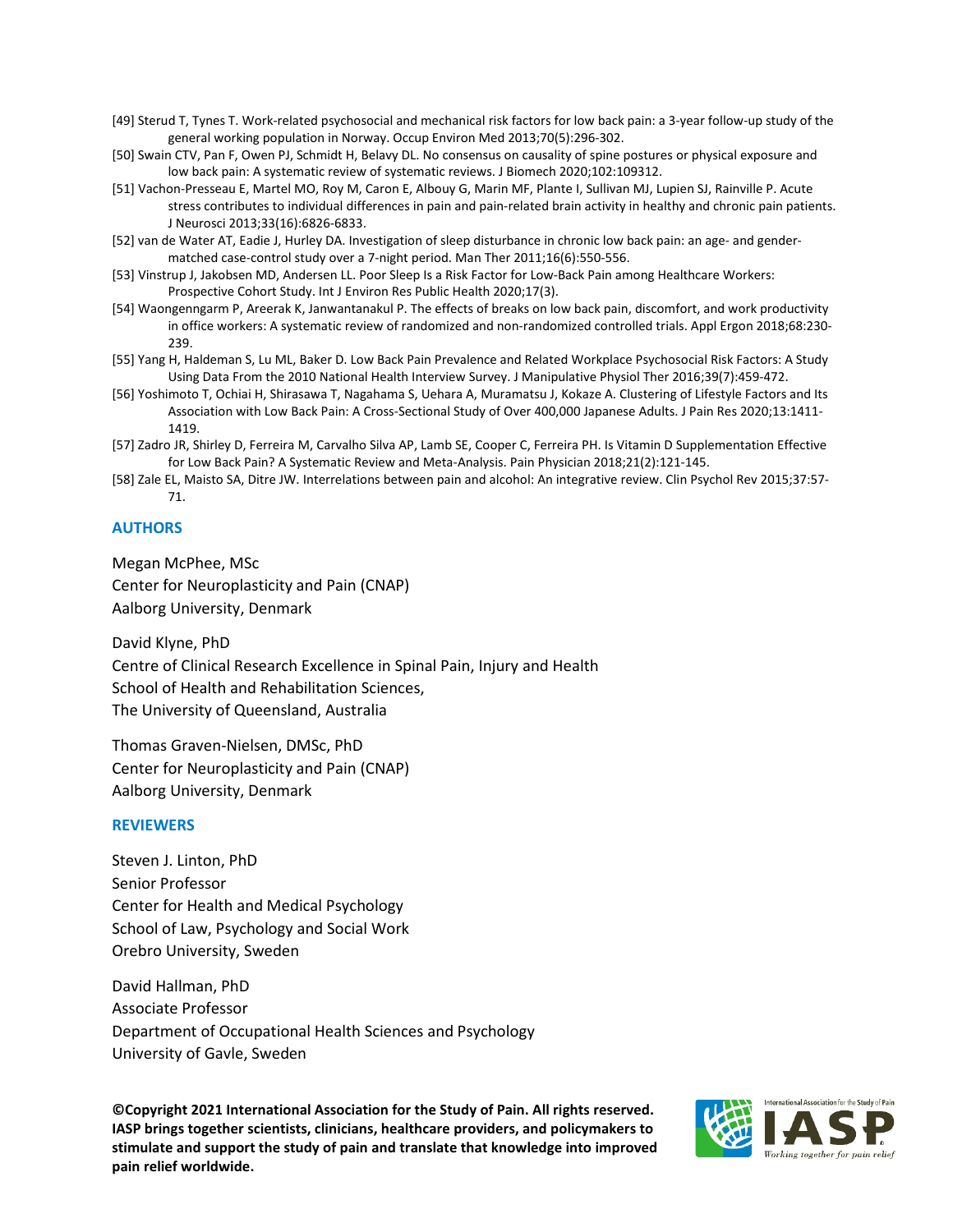[49] Sterud T, Tynes T. Work-related psychosocial and mechanical risk factors for low back pain: a 3-year follow-up study of the general working population in Norway. Occup Environ Med 2013;70(5):296-302.

[50] Swain CTV, Pan F, Owen PJ, Schmidt H, Belavy DL. No consensus on causality of spine postures or physical exposure and low back pain: A systematic review of systematic reviews. J Biomech 2020;102:109312.

[51] Vachon-Presseau E, Martel MO, Roy M, Caron E, Albouy G, Marin MF, Plante I, Sullivan MJ, Lupien SJ, Rainville P. Acute stress contributes to individual differences in pain and pain-related brain activity in healthy and chronic pain patients. J Neurosci 2013;33(16):6826-6833.

[52] van de Water AT, Eadie J, Hurley DA. Investigation of sleep disturbance in chronic low back pain: an age- and gender-matched case-control study over a 7-night period. Man Ther 2011;16(6):550-556.

[53] Vinstrup J, Jakobsen MD, Andersen LL. Poor Sleep Is a Risk Factor for Low-Back Pain among Healthcare Workers: Prospective Cohort Study. Int J Environ Res Public Health 2020;17(3).

[54] Waongenngarm P, Areerak K, Janwantanakul P. The effects of breaks on low back pain, discomfort, and work productivity in office workers: A systematic review of randomized and non-randomized controlled trials. Appl Ergon 2018;68:230-239.

[55] Yang H, Haldeman S, Lu ML, Baker D. Low Back Pain Prevalence and Related Workplace Psychosocial Risk Factors: A Study Using Data From the 2010 National Health Interview Survey. J Manipulative Physiol Ther 2016;39(7):459-472.

[56] Yoshimoto T, Ochiai H, Shirasawa T, Nagahama S, Uehara A, Muramatsu J, Kokaze A. Clustering of Lifestyle Factors and Its Association with Low Back Pain: A Cross-Sectional Study of Over 400,000 Japanese Adults. J Pain Res 2020;13:1411-1419.

[57] Zadro JR, Shirley D, Ferreira M, Carvalho Silva AP, Lamb SE, Cooper C, Ferreira PH. Is Vitamin D Supplementation Effective for Low Back Pain? A Systematic Review and Meta-Analysis. Pain Physician 2018;21(2):121-145.

[58] Zale EL, Maisto SA, Ditre JW. Interrelations between pain and alcohol: An integrative review. Clin Psychol Rev 2015;37:57-71.

## AUTHORS

Megan McPhee, MSc
Center for Neuroplasticity and Pain (CNAP)
Aalborg University, Denmark

David Klyne, PhD
Centre of Clinical Research Excellence in Spinal Pain, Injury and Health
School of Health and Rehabilitation Sciences,
The University of Queensland, Australia

Thomas Graven-Nielsen, DMSc, PhD
Center for Neuroplasticity and Pain (CNAP)
Aalborg University, Denmark

## REVIEWERS

Steven J. Linton, PhD
Senior Professor
Center for Health and Medical Psychology
School of Law, Psychology and Social Work
Orebro University, Sweden

David Hallman, PhD
Associate Professor
Department of Occupational Health Sciences and Psychology
University of Gavle, Sweden

**©Copyright 2021 International Association for the Study of Pain. All rights reserved. IASP brings together scientists, clinicians, healthcare providers, and policymakers to stimulate and support the study of pain and translate that knowledge into improved pain relief worldwide.**